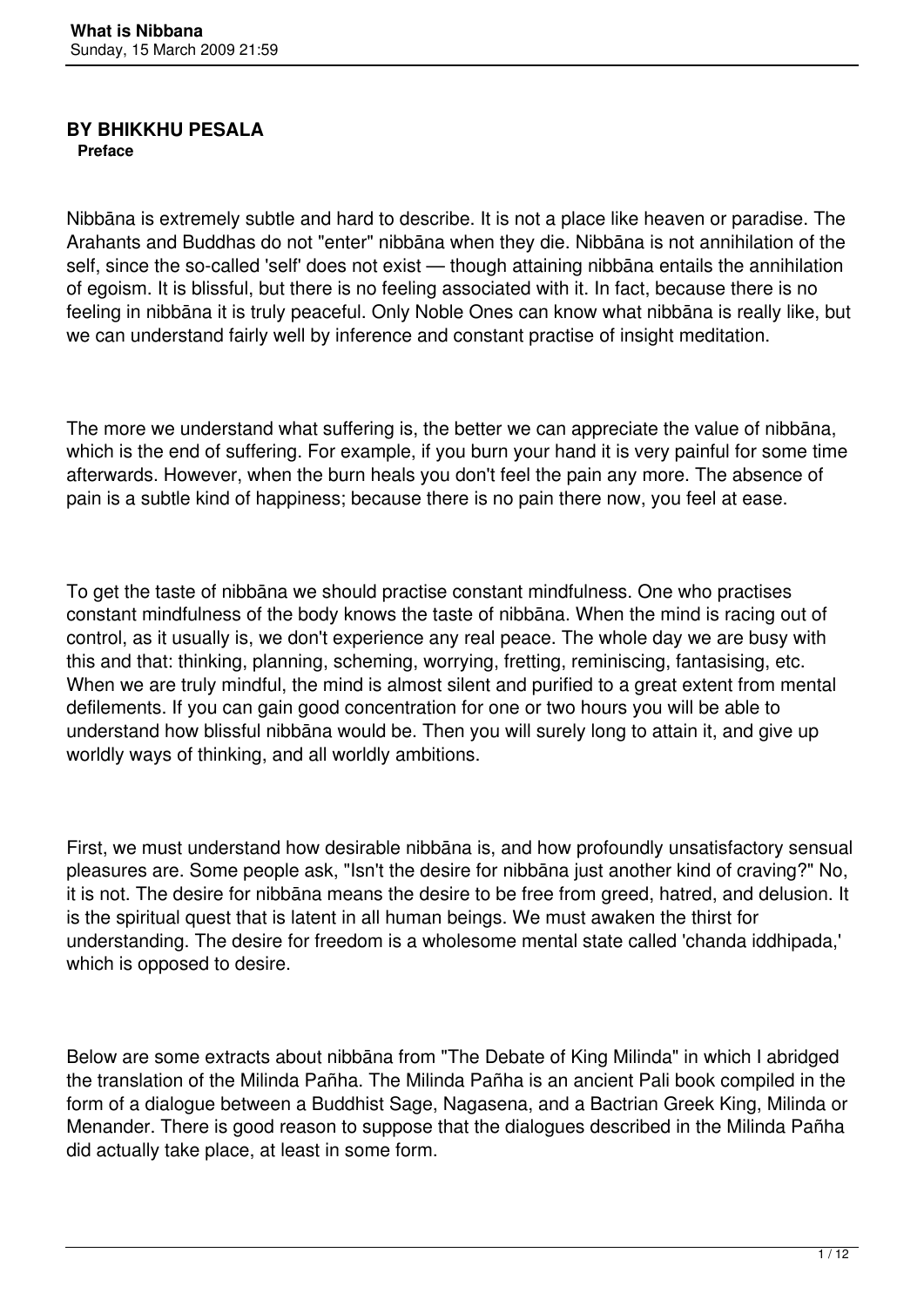# What is Nibbana

Sunday, 15 March 2009 21:59

**BY BHIKKHU PESALA**

**Preface**

Nibbāna is extremely subtle and hard to describe. It is not a place like heaven or paradise. The Arahants and Buddhas do not "enter" nibbāna when they die. Nibbāna is not annihilation of the self, since the so-called 'self' does not exist — though attaining nibbāna entails the annihilation of egoism. It is blissful, but there is no feeling associated with it. In fact, because there is no feeling in nibbāna it is truly peaceful. Only Noble Ones can know what nibbāna is really like, but we can understand fairly well by inference and constant practise of insight meditation.

The more we understand what suffering is, the better we can appreciate the value of nibbāna, which is the end of suffering. For example, if you burn your hand it is very painful for some time afterwards. However, when the burn heals you don't feel the pain any more. The absence of pain is a subtle kind of happiness; because there is no pain there now, you feel at ease.

To get the taste of nibbāna we should practise constant mindfulness. One who practises constant mindfulness of the body knows the taste of nibbāna. When the mind is racing out of control, as it usually is, we don't experience any real peace. The whole day we are busy with this and that: thinking, planning, scheming, worrying, fretting, reminiscing, fantasising, etc. When we are truly mindful, the mind is almost silent and purified to a great extent from mental defilements. If you can gain good concentration for one or two hours you will be able to understand how blissful nibbāna would be. Then you will surely long to attain it, and give up worldly ways of thinking, and all worldly ambitions.

First, we must understand how desirable nibbāna is, and how profoundly unsatisfactory sensual pleasures are. Some people ask, "Isn't the desire for nibbāna just another kind of craving?" No, it is not. The desire for nibbāna means the desire to be free from greed, hatred, and delusion. It is the spiritual quest that is latent in all human beings. We must awaken the thirst for understanding. The desire for freedom is a wholesome mental state called 'chanda iddhipada,' which is opposed to desire.

Below are some extracts about nibbāna from "The Debate of King Milinda" in which I abridged the translation of the Milinda Pañha. The Milinda Pañha is an ancient Pali book compiled in the form of a dialogue between a Buddhist Sage, Nagasena, and a Bactrian Greek King, Milinda or Menander. There is good reason to suppose that the dialogues described in the Milinda Pañha did actually take place, at least in some form.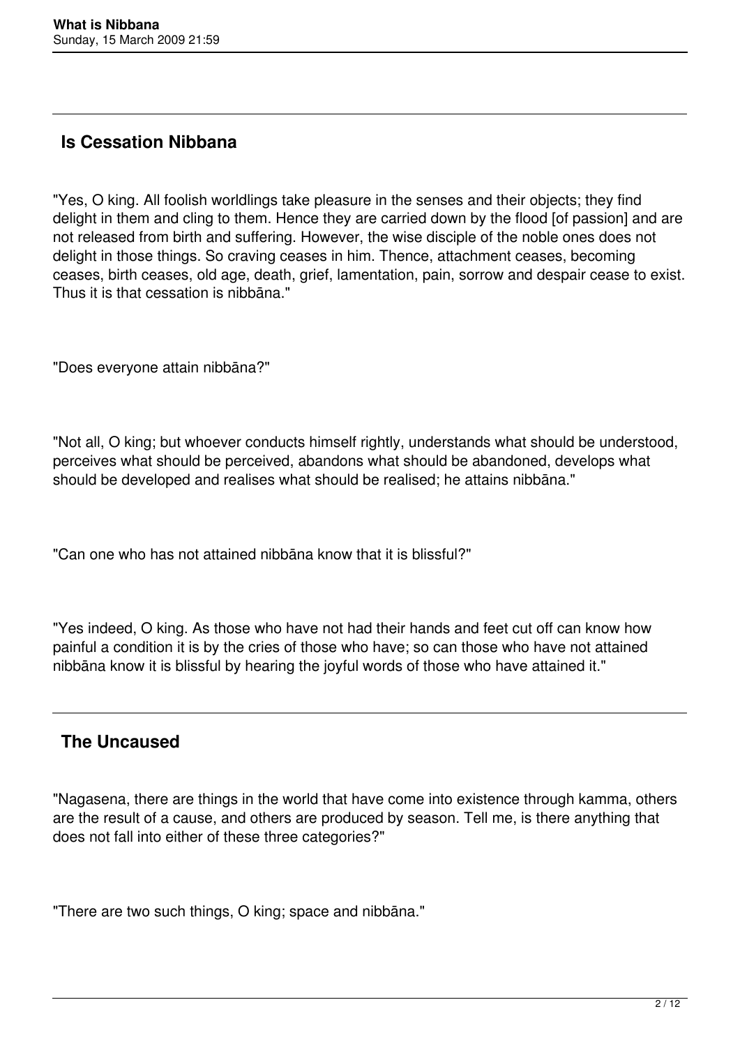## Is Cessation Nibbana

"Yes, O king. All foolish worldlings take pleasure in the senses and their objects; they find delight in them and cling to them. Hence they are carried down by the flood [of passion] and are not released from birth and suffering. However, the wise disciple of the noble ones does not delight in those things. So craving ceases in him. Thence, attachment ceases, becoming ceases, birth ceases, old age, death, grief, lamentation, pain, sorrow and despair cease to exist. Thus it is that cessation is nibbāna."

"Does everyone attain nibbāna?"

"Not all, O king; but whoever conducts himself rightly, understands what should be understood, perceives what should be perceived, abandons what should be abandoned, develops what should be developed and realises what should be realised; he attains nibbāna."

"Can one who has not attained nibbāna know that it is blissful?"

"Yes indeed, O king. As those who have not had their hands and feet cut off can know how painful a condition it is by the cries of those who have; so can those who have not attained nibbāna know it is blissful by hearing the joyful words of those who have attained it."

## The Uncaused

"Nagasena, there are things in the world that have come into existence through kamma, others are the result of a cause, and others are produced by season. Tell me, is there anything that does not fall into either of these three categories?"

"There are two such things, O king; space and nibbāna."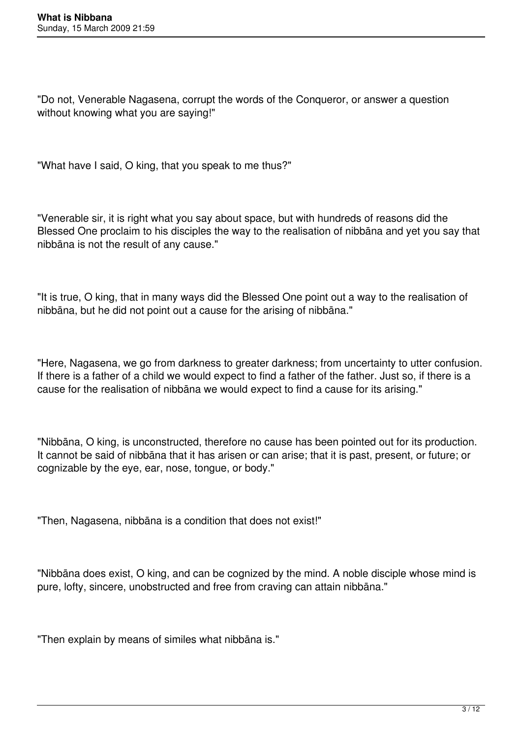"Do not, Venerable Nagasena, corrupt the words of the Conqueror, or answer a question without knowing what you are saying!"

"What have I said, O king, that you speak to me thus?"

"Venerable sir, it is right what you say about space, but with hundreds of reasons did the Blessed One proclaim to his disciples the way to the realisation of nibbāna and yet you say that nibbāna is not the result of any cause."

"It is true, O king, that in many ways did the Blessed One point out a way to the realisation of nibbāna, but he did not point out a cause for the arising of nibbāna."

"Here, Nagasena, we go from darkness to greater darkness; from uncertainty to utter confusion. If there is a father of a child we would expect to find a father of the father. Just so, if there is a cause for the realisation of nibbāna we would expect to find a cause for its arising."

"Nibbāna, O king, is unconstructed, therefore no cause has been pointed out for its production. It cannot be said of nibbāna that it has arisen or can arise; that it is past, present, or future; or cognizable by the eye, ear, nose, tongue, or body."

"Then, Nagasena, nibbāna is a condition that does not exist!"

"Nibbāna does exist, O king, and can be cognized by the mind. A noble disciple whose mind is pure, lofty, sincere, unobstructed and free from craving can attain nibbāna."

"Then explain by means of similes what nibbāna is."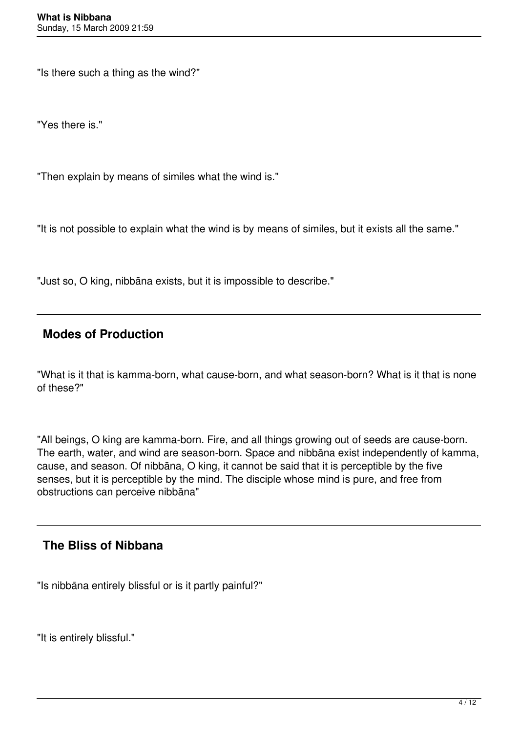"Is there such a thing as the wind?"

"Yes there is."

"Then explain by means of similes what the wind is."

"It is not possible to explain what the wind is by means of similes, but it exists all the same."

"Just so, O king, nibbāna exists, but it is impossible to describe."

---

## Modes of Production

"What is it that is kamma-born, what cause-born, and what season-born? What is it that is none of these?"

"All beings, O king are kamma-born. Fire, and all things growing out of seeds are cause-born. The earth, water, and wind are season-born. Space and nibbāna exist independently of kamma, cause, and season. Of nibbāna, O king, it cannot be said that it is perceptible by the five senses, but it is perceptible by the mind. The disciple whose mind is pure, and free from obstructions can perceive nibbāna"

---

## The Bliss of Nibbana

"Is nibbāna entirely blissful or is it partly painful?"

"It is entirely blissful."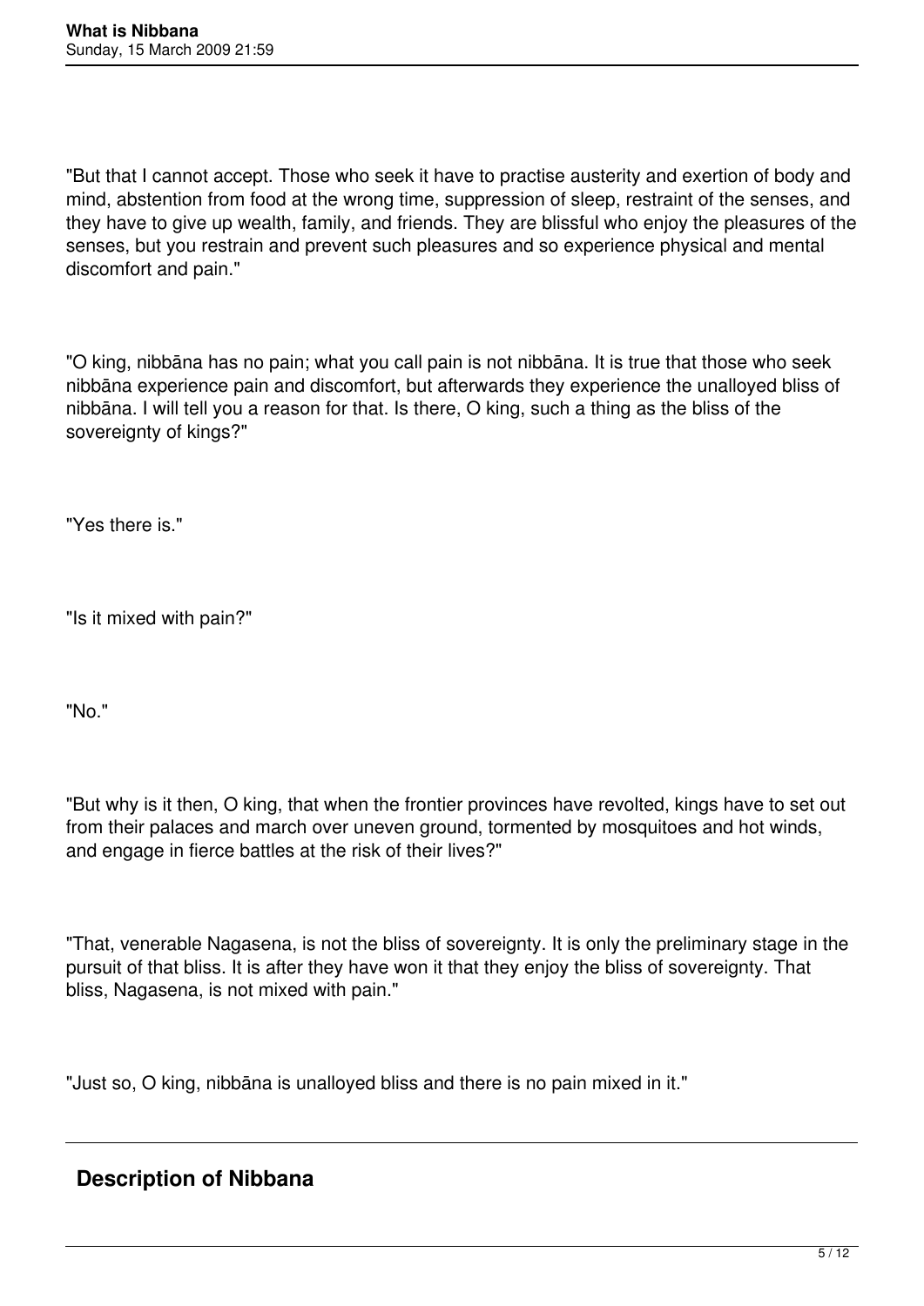"But that I cannot accept. Those who seek it have to practise austerity and exertion of body and mind, abstention from food at the wrong time, suppression of sleep, restraint of the senses, and they have to give up wealth, family, and friends. They are blissful who enjoy the pleasures of the senses, but you restrain and prevent such pleasures and so experience physical and mental discomfort and pain."

"O king, nibbāna has no pain; what you call pain is not nibbāna. It is true that those who seek nibbāna experience pain and discomfort, but afterwards they experience the unalloyed bliss of nibbāna. I will tell you a reason for that. Is there, O king, such a thing as the bliss of the sovereignty of kings?"

"Yes there is."

"Is it mixed with pain?"

"No."

"But why is it then, O king, that when the frontier provinces have revolted, kings have to set out from their palaces and march over uneven ground, tormented by mosquitoes and hot winds, and engage in fierce battles at the risk of their lives?"

"That, venerable Nagasena, is not the bliss of sovereignty. It is only the preliminary stage in the pursuit of that bliss. It is after they have won it that they enjoy the bliss of sovereignty. That bliss, Nagasena, is not mixed with pain."

"Just so, O king, nibbāna is unalloyed bliss and there is no pain mixed in it."

---

## Description of Nibbana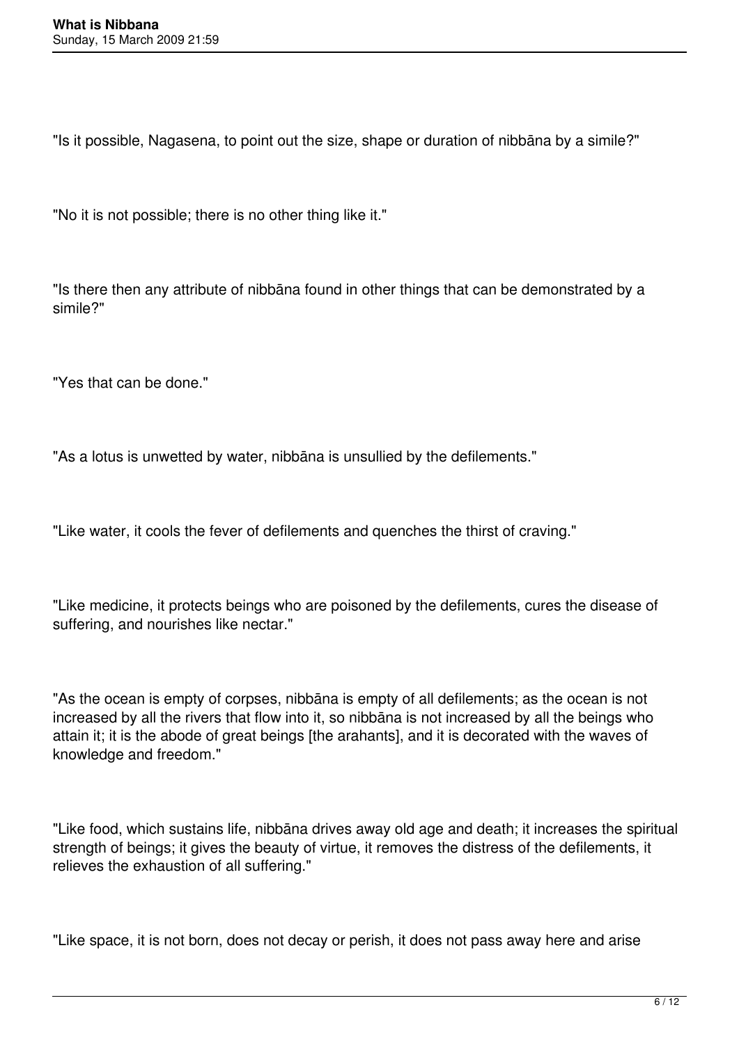"Is it possible, Nagasena, to point out the size, shape or duration of nibbāna by a simile?"

"No it is not possible; there is no other thing like it."

"Is there then any attribute of nibbāna found in other things that can be demonstrated by a simile?"

"Yes that can be done."

"As a lotus is unwetted by water, nibbāna is unsullied by the defilements."

"Like water, it cools the fever of defilements and quenches the thirst of craving."

"Like medicine, it protects beings who are poisoned by the defilements, cures the disease of suffering, and nourishes like nectar."

"As the ocean is empty of corpses, nibbāna is empty of all defilements; as the ocean is not increased by all the rivers that flow into it, so nibbāna is not increased by all the beings who attain it; it is the abode of great beings [the arahants], and it is decorated with the waves of knowledge and freedom."

"Like food, which sustains life, nibbāna drives away old age and death; it increases the spiritual strength of beings; it gives the beauty of virtue, it removes the distress of the defilements, it relieves the exhaustion of all suffering."

"Like space, it is not born, does not decay or perish, it does not pass away here and arise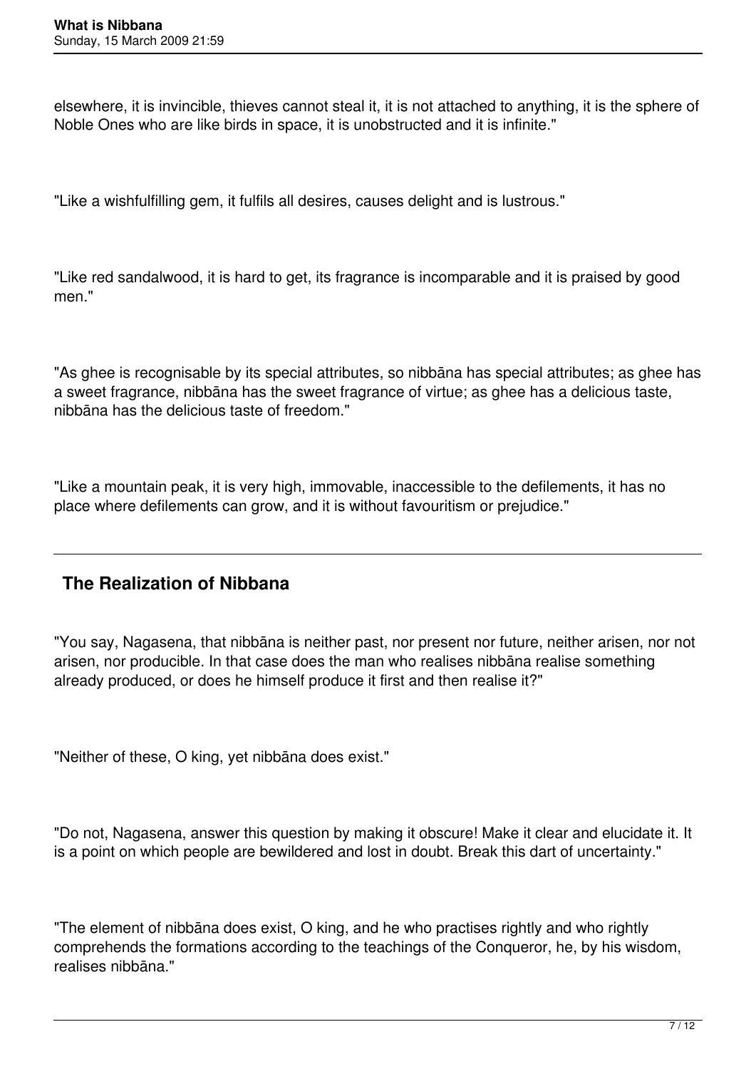elsewhere, it is invincible, thieves cannot steal it, it is not attached to anything, it is the sphere of Noble Ones who are like birds in space, it is unobstructed and it is infinite."

"Like a wishfulfilling gem, it fulfils all desires, causes delight and is lustrous."

"Like red sandalwood, it is hard to get, its fragrance is incomparable and it is praised by good men."

"As ghee is recognisable by its special attributes, so nibbāna has special attributes; as ghee has a sweet fragrance, nibbāna has the sweet fragrance of virtue; as ghee has a delicious taste, nibbāna has the delicious taste of freedom."

"Like a mountain peak, it is very high, immovable, inaccessible to the defilements, it has no place where defilements can grow, and it is without favouritism or prejudice."

---

## The Realization of Nibbana

"You say, Nagasena, that nibbāna is neither past, nor present nor future, neither arisen, nor not arisen, nor producible. In that case does the man who realises nibbāna realise something already produced, or does he himself produce it first and then realise it?"

"Neither of these, O king, yet nibbāna does exist."

"Do not, Nagasena, answer this question by making it obscure! Make it clear and elucidate it. It is a point on which people are bewildered and lost in doubt. Break this dart of uncertainty."

"The element of nibbāna does exist, O king, and he who practises rightly and who rightly comprehends the formations according to the teachings of the Conqueror, he, by his wisdom, realises nibbāna."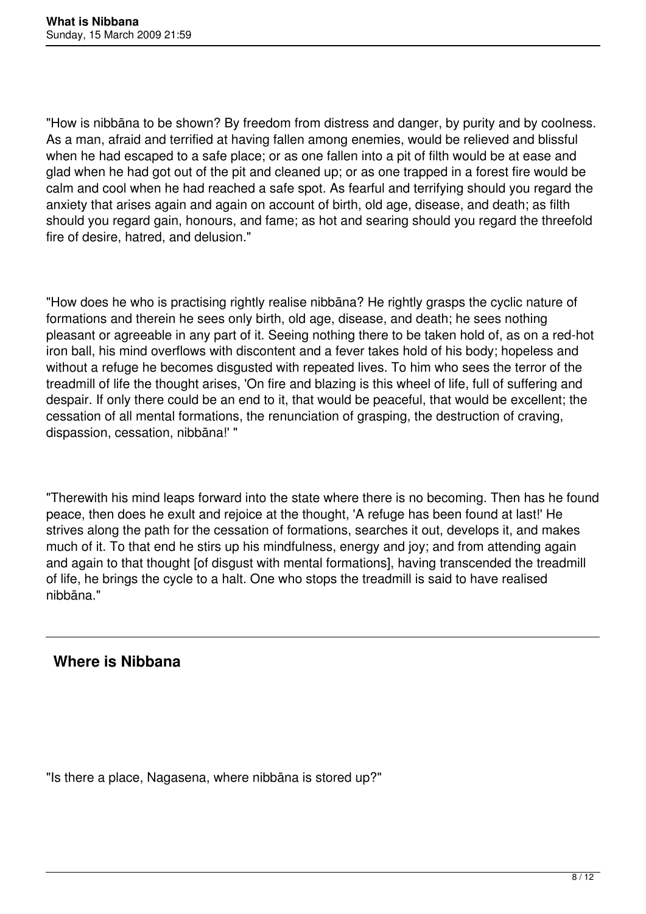"How is nibbāna to be shown? By freedom from distress and danger, by purity and by coolness. As a man, afraid and terrified at having fallen among enemies, would be relieved and blissful when he had escaped to a safe place; or as one fallen into a pit of filth would be at ease and glad when he had got out of the pit and cleaned up; or as one trapped in a forest fire would be calm and cool when he had reached a safe spot. As fearful and terrifying should you regard the anxiety that arises again and again on account of birth, old age, disease, and death; as filth should you regard gain, honours, and fame; as hot and searing should you regard the threefold fire of desire, hatred, and delusion."

"How does he who is practising rightly realise nibbāna? He rightly grasps the cyclic nature of formations and therein he sees only birth, old age, disease, and death; he sees nothing pleasant or agreeable in any part of it. Seeing nothing there to be taken hold of, as on a red-hot iron ball, his mind overflows with discontent and a fever takes hold of his body; hopeless and without a refuge he becomes disgusted with repeated lives. To him who sees the terror of the treadmill of life the thought arises, 'On fire and blazing is this wheel of life, full of suffering and despair. If only there could be an end to it, that would be peaceful, that would be excellent; the cessation of all mental formations, the renunciation of grasping, the destruction of craving, dispassion, cessation, nibbāna!' "

"Therewith his mind leaps forward into the state where there is no becoming. Then has he found peace, then does he exult and rejoice at the thought, 'A refuge has been found at last!' He strives along the path for the cessation of formations, searches it out, develops it, and makes much of it. To that end he stirs up his mindfulness, energy and joy; and from attending again and again to that thought [of disgust with mental formations], having transcended the treadmill of life, he brings the cycle to a halt. One who stops the treadmill is said to have realised nibbāna."

---

## Where is Nibbana

"Is there a place, Nagasena, where nibbāna is stored up?"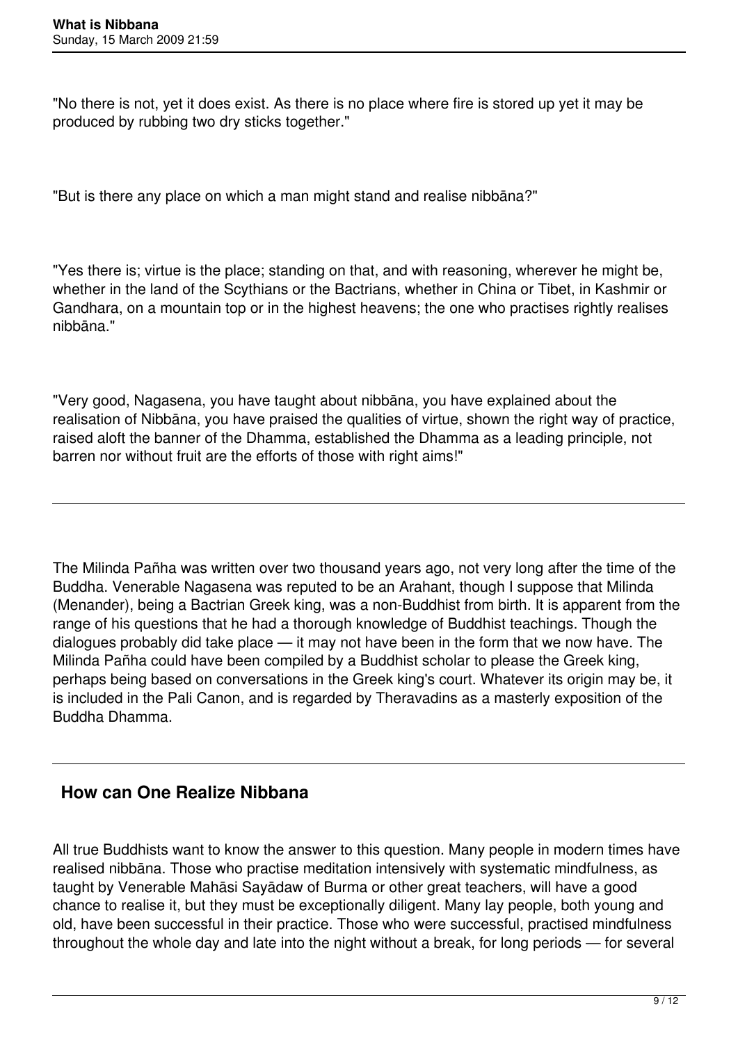"No there is not, yet it does exist. As there is no place where fire is stored up yet it may be produced by rubbing two dry sticks together."

"But is there any place on which a man might stand and realise nibbāna?"

"Yes there is; virtue is the place; standing on that, and with reasoning, wherever he might be, whether in the land of the Scythians or the Bactrians, whether in China or Tibet, in Kashmir or Gandhara, on a mountain top or in the highest heavens; the one who practises rightly realises nibbāna."

"Very good, Nagasena, you have taught about nibbāna, you have explained about the realisation of Nibbāna, you have praised the qualities of virtue, shown the right way of practice, raised aloft the banner of the Dhamma, established the Dhamma as a leading principle, not barren nor without fruit are the efforts of those with right aims!"

---

The Milinda Pañha was written over two thousand years ago, not very long after the time of the Buddha. Venerable Nagasena was reputed to be an Arahant, though I suppose that Milinda (Menander), being a Bactrian Greek king, was a non-Buddhist from birth. It is apparent from the range of his questions that he had a thorough knowledge of Buddhist teachings. Though the dialogues probably did take place — it may not have been in the form that we now have. The Milinda Pañha could have been compiled by a Buddhist scholar to please the Greek king, perhaps being based on conversations in the Greek king's court. Whatever its origin may be, it is included in the Pali Canon, and is regarded by Theravadins as a masterly exposition of the Buddha Dhamma.

---

## How can One Realize Nibbana

All true Buddhists want to know the answer to this question. Many people in modern times have realised nibbāna. Those who practise meditation intensively with systematic mindfulness, as taught by Venerable Mahāsi Sayādaw of Burma or other great teachers, will have a good chance to realise it, but they must be exceptionally diligent. Many lay people, both young and old, have been successful in their practice. Those who were successful, practised mindfulness throughout the whole day and late into the night without a break, for long periods — for several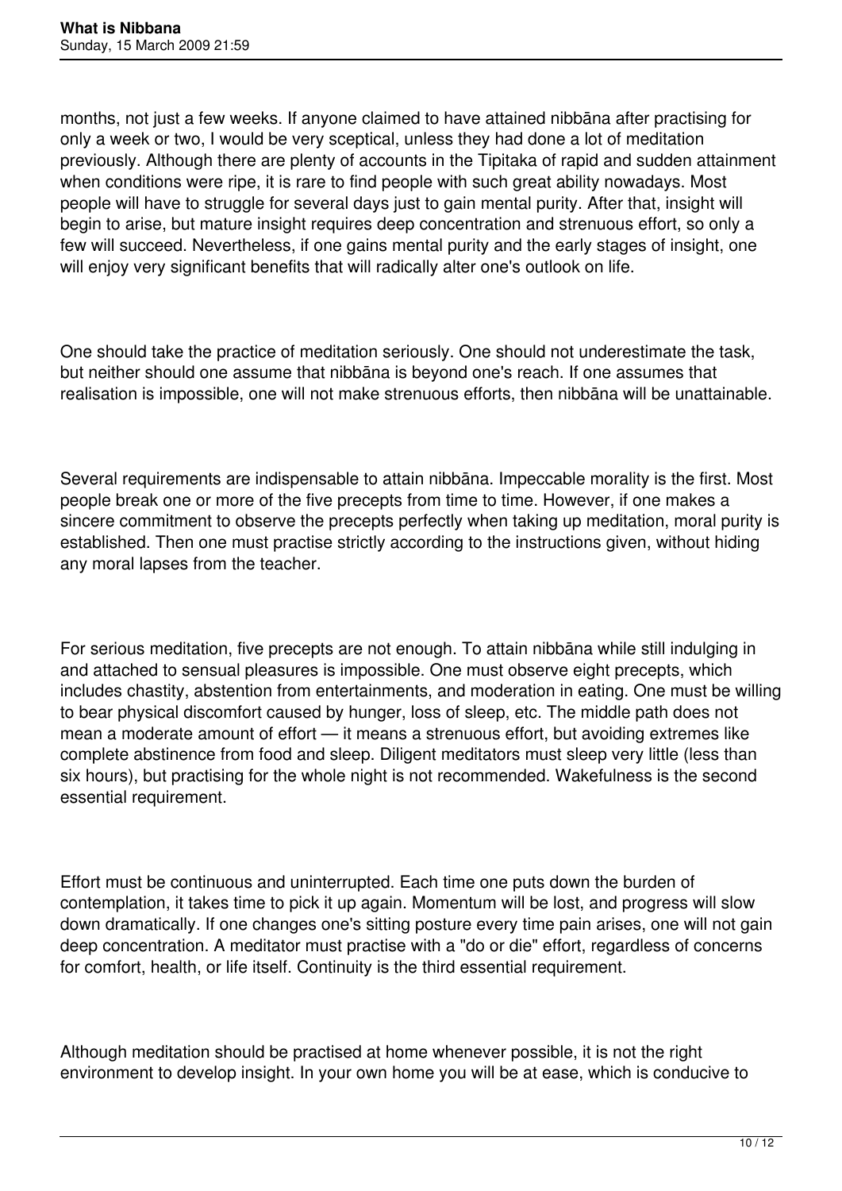months, not just a few weeks. If anyone claimed to have attained nibbāna after practising for only a week or two, I would be very sceptical, unless they had done a lot of meditation previously. Although there are plenty of accounts in the Tipitaka of rapid and sudden attainment when conditions were ripe, it is rare to find people with such great ability nowadays. Most people will have to struggle for several days just to gain mental purity. After that, insight will begin to arise, but mature insight requires deep concentration and strenuous effort, so only a few will succeed. Nevertheless, if one gains mental purity and the early stages of insight, one will enjoy very significant benefits that will radically alter one's outlook on life.

One should take the practice of meditation seriously. One should not underestimate the task, but neither should one assume that nibbāna is beyond one's reach. If one assumes that realisation is impossible, one will not make strenuous efforts, then nibbāna will be unattainable.

Several requirements are indispensable to attain nibbāna. Impeccable morality is the first. Most people break one or more of the five precepts from time to time. However, if one makes a sincere commitment to observe the precepts perfectly when taking up meditation, moral purity is established. Then one must practise strictly according to the instructions given, without hiding any moral lapses from the teacher.

For serious meditation, five precepts are not enough. To attain nibbāna while still indulging in and attached to sensual pleasures is impossible. One must observe eight precepts, which includes chastity, abstention from entertainments, and moderation in eating. One must be willing to bear physical discomfort caused by hunger, loss of sleep, etc. The middle path does not mean a moderate amount of effort — it means a strenuous effort, but avoiding extremes like complete abstinence from food and sleep. Diligent meditators must sleep very little (less than six hours), but practising for the whole night is not recommended. Wakefulness is the second essential requirement.

Effort must be continuous and uninterrupted. Each time one puts down the burden of contemplation, it takes time to pick it up again. Momentum will be lost, and progress will slow down dramatically. If one changes one's sitting posture every time pain arises, one will not gain deep concentration. A meditator must practise with a "do or die" effort, regardless of concerns for comfort, health, or life itself. Continuity is the third essential requirement.

Although meditation should be practised at home whenever possible, it is not the right environment to develop insight. In your own home you will be at ease, which is conducive to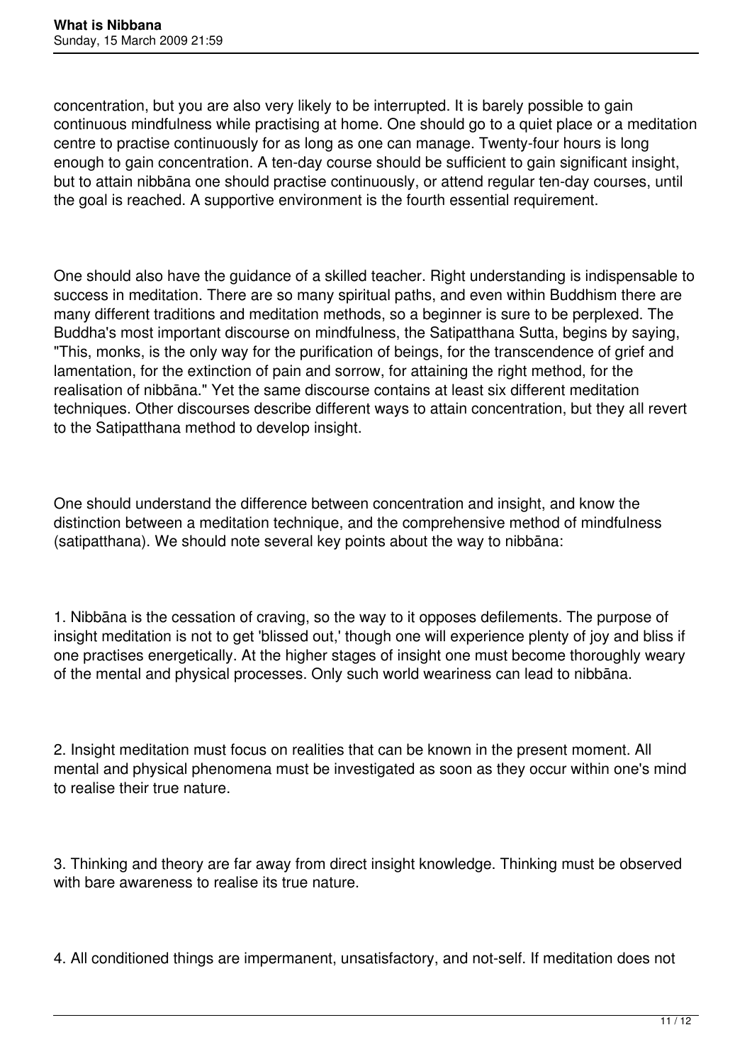concentration, but you are also very likely to be interrupted. It is barely possible to gain continuous mindfulness while practising at home. One should go to a quiet place or a meditation centre to practise continuously for as long as one can manage. Twenty-four hours is long enough to gain concentration. A ten-day course should be sufficient to gain significant insight, but to attain nibbāna one should practise continuously, or attend regular ten-day courses, until the goal is reached. A supportive environment is the fourth essential requirement.

One should also have the guidance of a skilled teacher. Right understanding is indispensable to success in meditation. There are so many spiritual paths, and even within Buddhism there are many different traditions and meditation methods, so a beginner is sure to be perplexed. The Buddha's most important discourse on mindfulness, the Satipatthana Sutta, begins by saying, "This, monks, is the only way for the purification of beings, for the transcendence of grief and lamentation, for the extinction of pain and sorrow, for attaining the right method, for the realisation of nibbāna." Yet the same discourse contains at least six different meditation techniques. Other discourses describe different ways to attain concentration, but they all revert to the Satipatthana method to develop insight.

One should understand the difference between concentration and insight, and know the distinction between a meditation technique, and the comprehensive method of mindfulness (satipatthana). We should note several key points about the way to nibbāna:

1. Nibbāna is the cessation of craving, so the way to it opposes defilements. The purpose of insight meditation is not to get 'blissed out,' though one will experience plenty of joy and bliss if one practises energetically. At the higher stages of insight one must become thoroughly weary of the mental and physical processes. Only such world weariness can lead to nibbāna.

2. Insight meditation must focus on realities that can be known in the present moment. All mental and physical phenomena must be investigated as soon as they occur within one's mind to realise their true nature.

3. Thinking and theory are far away from direct insight knowledge. Thinking must be observed with bare awareness to realise its true nature.

4. All conditioned things are impermanent, unsatisfactory, and not-self. If meditation does not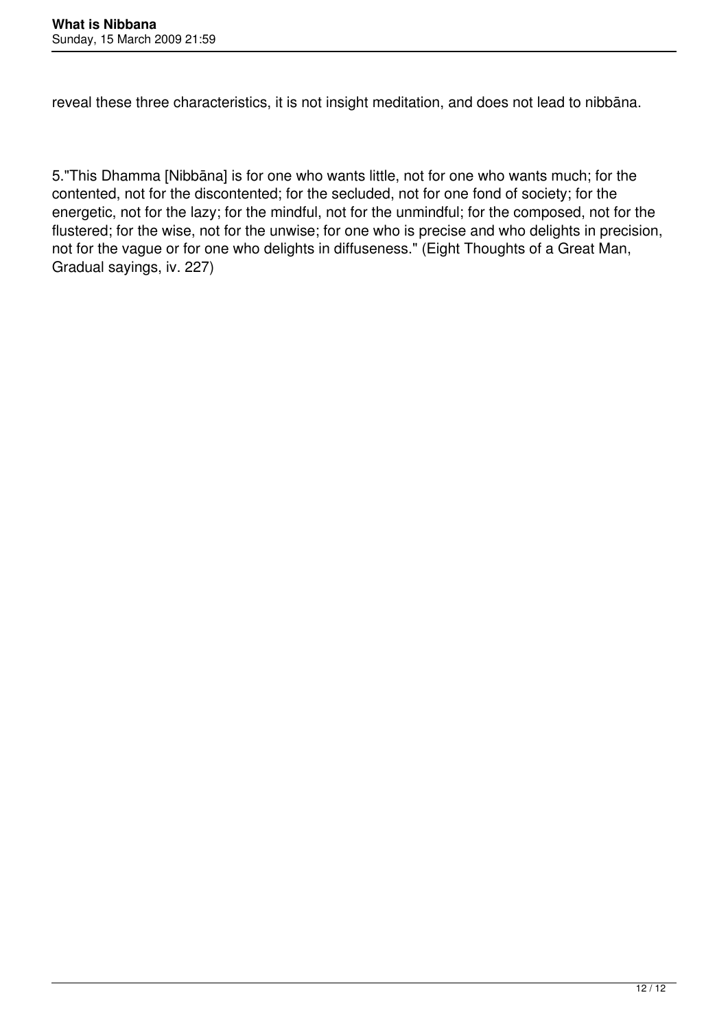reveal these three characteristics, it is not insight meditation, and does not lead to nibbāna.

5."This Dhamma [Nibbāna] is for one who wants little, not for one who wants much; for the contented, not for the discontented; for the secluded, not for one fond of society; for the energetic, not for the lazy; for the mindful, not for the unmindful; for the composed, not for the flustered; for the wise, not for the unwise; for one who is precise and who delights in precision, not for the vague or for one who delights in diffuseness." (Eight Thoughts of a Great Man, Gradual sayings, iv. 227)